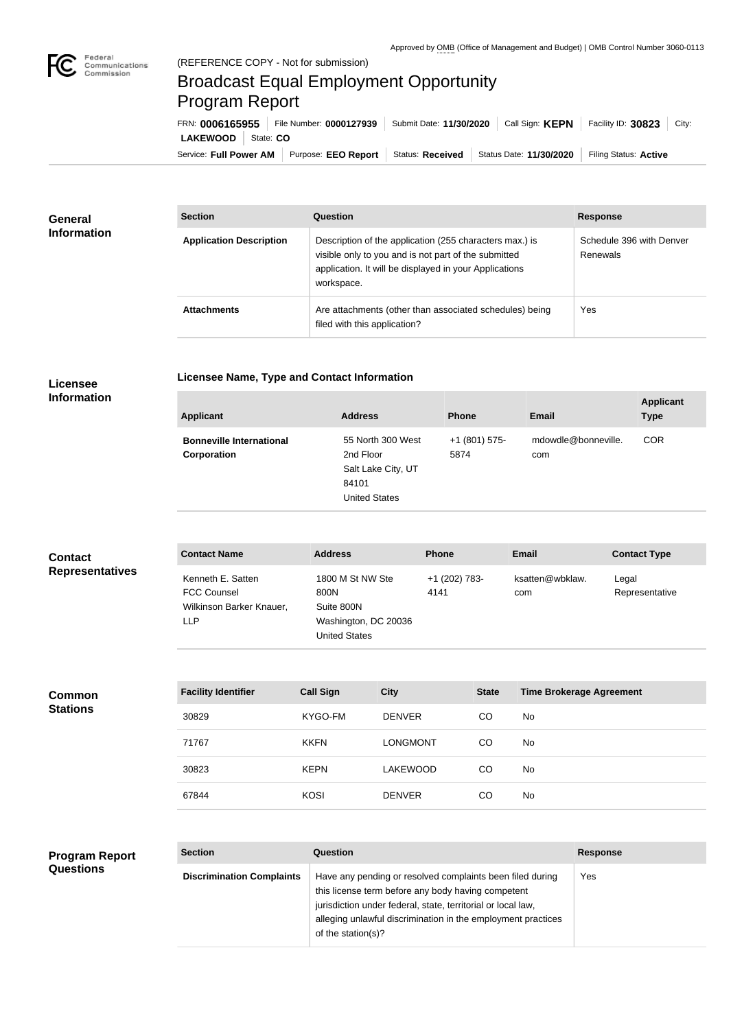Approved by OMB (Office of Management and Budget) | OMB Control Number 3060-0113

(REFERENCE COPY - Not for submission)

# Broadcast Equal Employment Opportunity Program Report

FRN: **0006165955** | File Number: **0000127939** | Submit Date: **11/30/2020** | Call Sign: **KEPN** | Facility ID: **30823** | City: **LAKEWOOD** | State: **CO**

Service: **Full Power AM** | Purpose: **EEO Report** | Status: **Received** | Status Date: **11/30/2020** | Filing Status: **Active**

## General Information

| Section | Question | Response |
|---|---|---|
| **Application Description** | Description of the application (255 characters max.) is visible only to you and is not part of the submitted application. It will be displayed in your Applications workspace. | Schedule 396 with Denver Renewals |
| **Attachments** | Are attachments (other than associated schedules) being filed with this application? | Yes |

## Licensee Information

### Licensee Name, Type and Contact Information

| Applicant | Address | Phone | Email | Applicant Type |
|---|---|---|---|---|
| **Bonneville International Corporation** | 55 North 300 West 2nd Floor Salt Lake City, UT 84101 United States | +1 (801) 575-5874 | mdowdle@bonneville.com | COR |

## Contact Representatives

| Contact Name | Address | Phone | Email | Contact Type |
|---|---|---|---|---|
| Kenneth E. Satten FCC Counsel Wilkinson Barker Knauer, LLP | 1800 M St NW Ste 800N Suite 800N Washington, DC 20036 United States | +1 (202) 783-4141 | ksatten@wbklaw.com | Legal Representative |

## Common Stations

| Facility Identifier | Call Sign | City | State | Time Brokerage Agreement |
|---|---|---|---|---|
| 30829 | KYGO-FM | DENVER | CO | No |
| 71767 | KKFN | LONGMONT | CO | No |
| 30823 | KEPN | LAKEWOOD | CO | No |
| 67844 | KOSI | DENVER | CO | No |

## Program Report Questions

| Section | Question | Response |
|---|---|---|
| **Discrimination Complaints** | Have any pending or resolved complaints been filed during this license term before any body having competent jurisdiction under federal, state, territorial or local law, alleging unlawful discrimination in the employment practices of the station(s)? | Yes |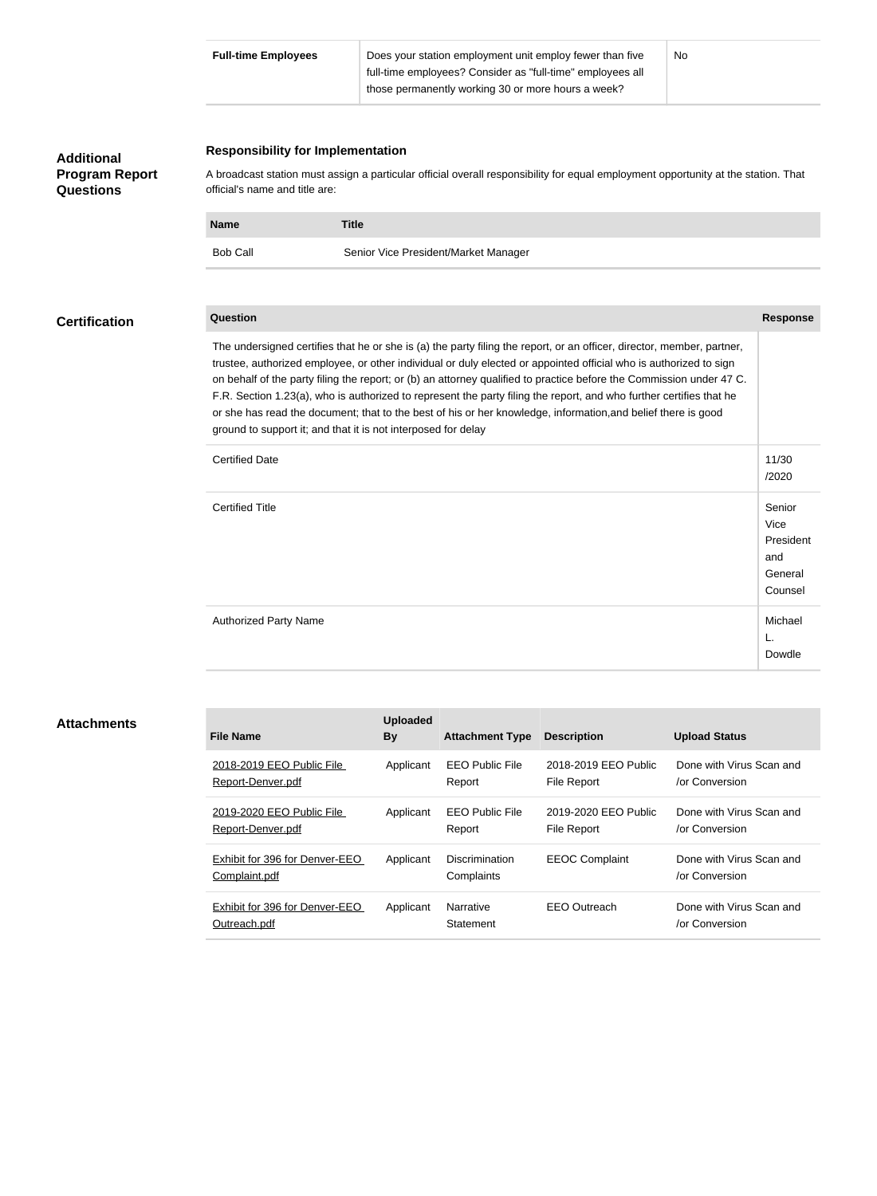| | | |
|---|---|---|
| **Full-time Employees** | Does your station employment unit employ fewer than five full-time employees? Consider as "full-time" employees all those permanently working 30 or more hours a week? | No |

## Additional Program Report Questions

### Responsibility for Implementation

A broadcast station must assign a particular official overall responsibility for equal employment opportunity at the station. That official's name and title are:

| Name | Title |
|---|---|
| Bob Call | Senior Vice President/Market Manager |

## Certification

| Question | Response |
|---|---|
| The undersigned certifies that he or she is (a) the party filing the report, or an officer, director, member, partner, trustee, authorized employee, or other individual or duly elected or appointed official who is authorized to sign on behalf of the party filing the report; or (b) an attorney qualified to practice before the Commission under 47 C. F.R. Section 1.23(a), who is authorized to represent the party filing the report, and who further certifies that he or she has read the document; that to the best of his or her knowledge, information,and belief there is good ground to support it; and that it is not interposed for delay | |
| Certified Date | 11/30/2020 |
| Certified Title | Senior Vice President and General Counsel |
| Authorized Party Name | Michael L. Dowdle |

## Attachments

| File Name | Uploaded By | Attachment Type | Description | Upload Status |
|---|---|---|---|---|
| 2018-2019 EEO Public File Report-Denver.pdf | Applicant | EEO Public File Report | 2018-2019 EEO Public File Report | Done with Virus Scan and /or Conversion |
| 2019-2020 EEO Public File Report-Denver.pdf | Applicant | EEO Public File Report | 2019-2020 EEO Public File Report | Done with Virus Scan and /or Conversion |
| Exhibit for 396 for Denver-EEO Complaint.pdf | Applicant | Discrimination Complaints | EEOC Complaint | Done with Virus Scan and /or Conversion |
| Exhibit for 396 for Denver-EEO Outreach.pdf | Applicant | Narrative Statement | EEO Outreach | Done with Virus Scan and /or Conversion |